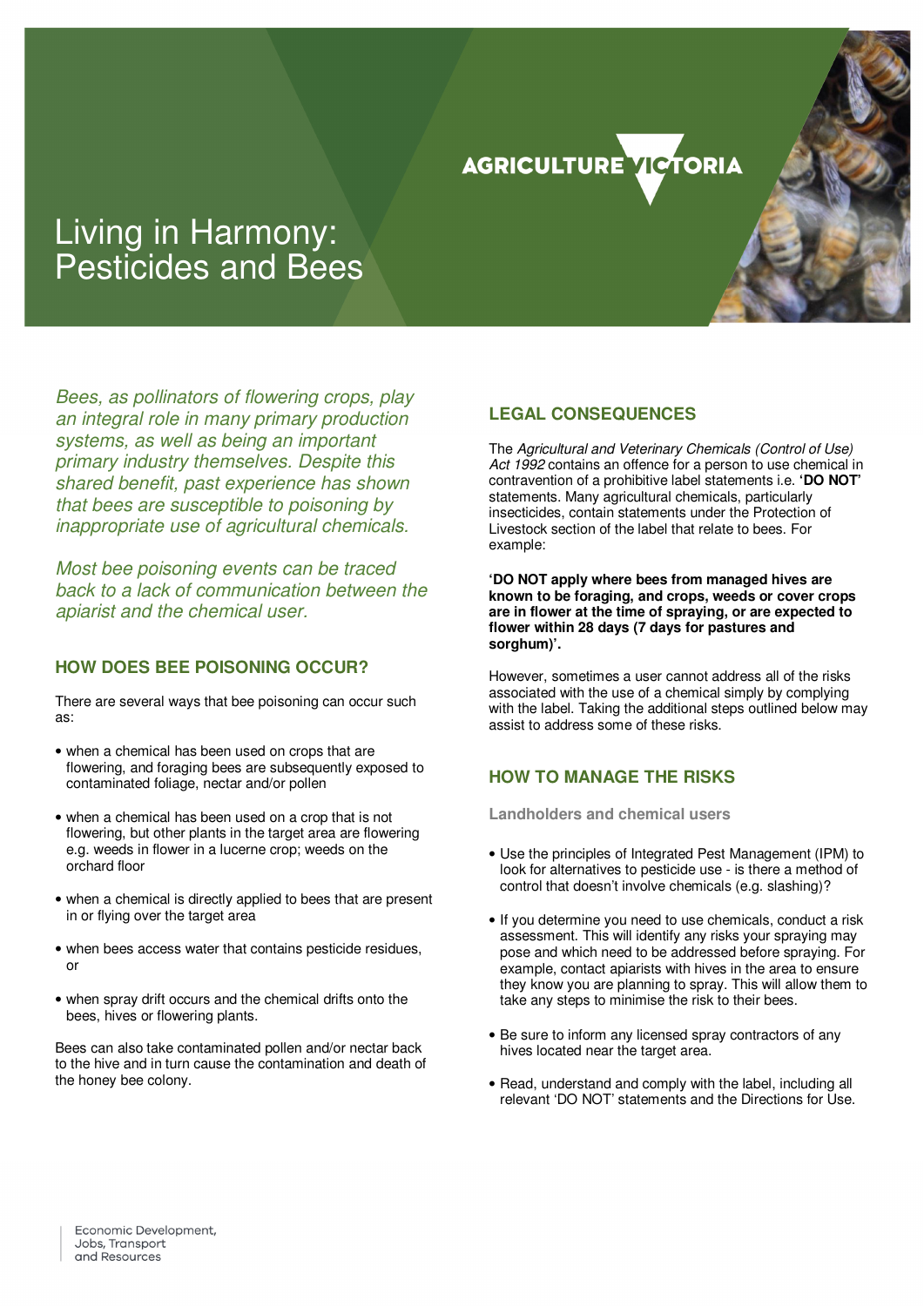# Living in Harmony: Pesticides and Bees

*Bees, as pollinators of flowering crops, play an integral role in many primary production systems, as well as being an important primary industry themselves. Despite this shared benefit, past experience has shown that bees are susceptible to poisoning by inappropriate use of agricultural chemicals.*

*Most bee poisoning events can be traced back to a lack of communication between the apiarist and the chemical user.*

## HOW DOES BEE POISONING OCCUR?

There are several ways that bee poisoning can occur such as:

- when a chemical has been used on crops that are flowering, and foraging bees are subsequently exposed to contaminated foliage, nectar and/or pollen
- when a chemical has been used on a crop that is not flowering, but other plants in the target area are flowering e.g. weeds in flower in a lucerne crop; weeds on the orchard floor
- when a chemical is directly applied to bees that are present in or flying over the target area
- when bees access water that contains pesticide residues, or
- when spray drift occurs and the chemical drifts onto the bees, hives or flowering plants.

Bees can also take contaminated pollen and/or nectar back to the hive and in turn cause the contamination and death of the honey bee colony.

## LEGAL CONSEQUENCES

The *Agricultural and Veterinary Chemicals (Control of Use) Act 1992* contains an offence for a person to use chemical in contravention of a prohibitive label statements i.e. **'DO NOT'** statements. Many agricultural chemicals, particularly insecticides, contain statements under the Protection of Livestock section of the label that relate to bees. For example:

**'DO NOT apply where bees from managed hives are known to be foraging, and crops, weeds or cover crops are in flower at the time of spraying, or are expected to flower within 28 days (7 days for pastures and sorghum)'.**

However, sometimes a user cannot address all of the risks associated with the use of a chemical simply by complying with the label. Taking the additional steps outlined below may assist to address some of these risks.

## HOW TO MANAGE THE RISKS

### Landholders and chemical users

- Use the principles of Integrated Pest Management (IPM) to look for alternatives to pesticide use - is there a method of control that doesn't involve chemicals (e.g. slashing)?
- If you determine you need to use chemicals, conduct a risk assessment. This will identify any risks your spraying may pose and which need to be addressed before spraying. For example, contact apiarists with hives in the area to ensure they know you are planning to spray. This will allow them to take any steps to minimise the risk to their bees.
- Be sure to inform any licensed spray contractors of any hives located near the target area.
- Read, understand and comply with the label, including all relevant 'DO NOT' statements and the Directions for Use.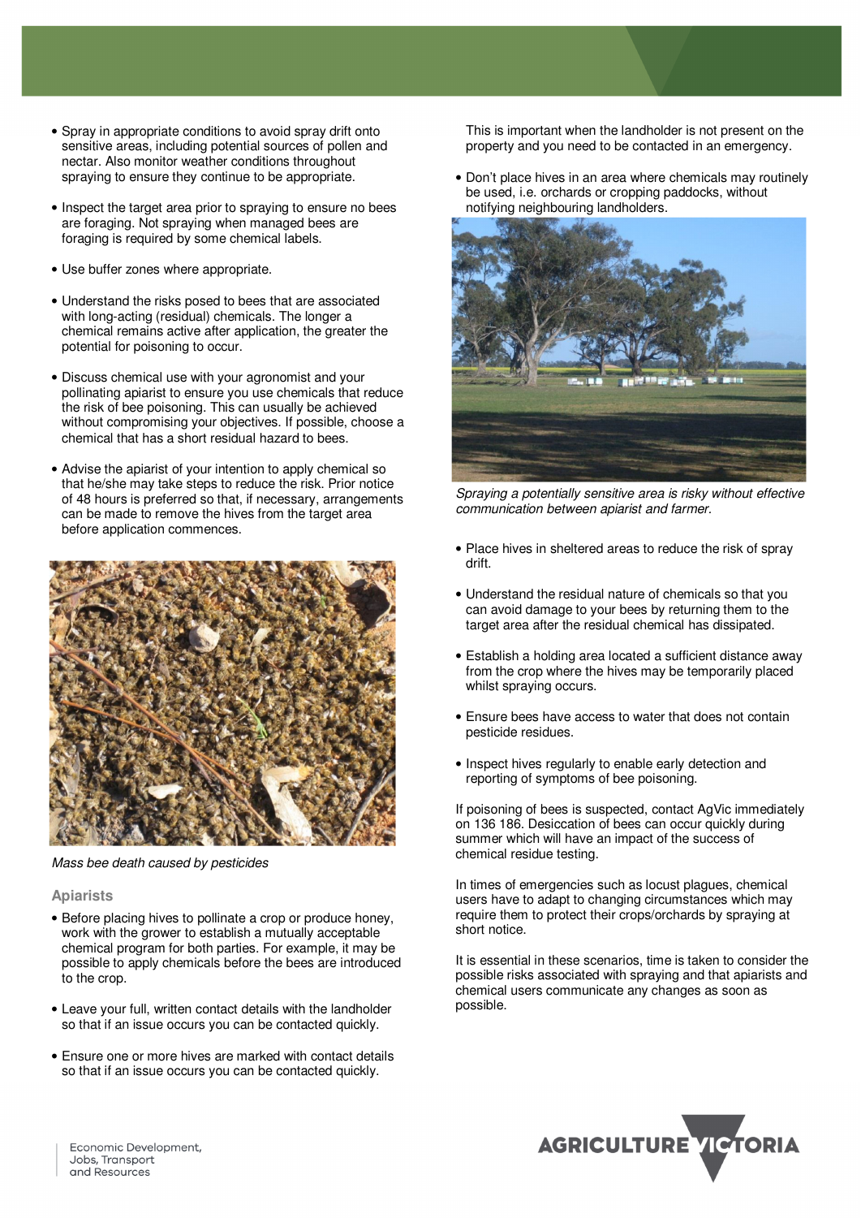- Spray in appropriate conditions to avoid spray drift onto sensitive areas, including potential sources of pollen and nectar. Also monitor weather conditions throughout spraying to ensure they continue to be appropriate.
- Inspect the target area prior to spraying to ensure no bees are foraging. Not spraying when managed bees are foraging is required by some chemical labels.
- Use buffer zones where appropriate.
- Understand the risks posed to bees that are associated with long-acting (residual) chemicals. The longer a chemical remains active after application, the greater the potential for poisoning to occur.
- Discuss chemical use with your agronomist and your pollinating apiarist to ensure you use chemicals that reduce the risk of bee poisoning. This can usually be achieved without compromising your objectives. If possible, choose a chemical that has a short residual hazard to bees.
- Advise the apiarist of your intention to apply chemical so that he/she may take steps to reduce the risk. Prior notice of 48 hours is preferred so that, if necessary, arrangements can be made to remove the hives from the target area before application commences.

*Mass bee death caused by pesticides*

### Apiarists

- Before placing hives to pollinate a crop or produce honey, work with the grower to establish a mutually acceptable chemical program for both parties. For example, it may be possible to apply chemicals before the bees are introduced to the crop.
- Leave your full, written contact details with the landholder so that if an issue occurs you can be contacted quickly.
- Ensure one or more hives are marked with contact details so that if an issue occurs you can be contacted quickly. This is important when the landholder is not present on the property and you need to be contacted in an emergency.
- Don't place hives in an area where chemicals may routinely be used, i.e. orchards or cropping paddocks, without notifying neighbouring landholders.

*Spraying a potentially sensitive area is risky without effective communication between apiarist and farmer.*

- Place hives in sheltered areas to reduce the risk of spray drift.
- Understand the residual nature of chemicals so that you can avoid damage to your bees by returning them to the target area after the residual chemical has dissipated.
- Establish a holding area located a sufficient distance away from the crop where the hives may be temporarily placed whilst spraying occurs.
- Ensure bees have access to water that does not contain pesticide residues.
- Inspect hives regularly to enable early detection and reporting of symptoms of bee poisoning.

If poisoning of bees is suspected, contact AgVic immediately on 136 186. Desiccation of bees can occur quickly during summer which will have an impact of the success of chemical residue testing.

In times of emergencies such as locust plagues, chemical users have to adapt to changing circumstances which may require them to protect their crops/orchards by spraying at short notice.

It is essential in these scenarios, time is taken to consider the possible risks associated with spraying and that apiarists and chemical users communicate any changes as soon as possible.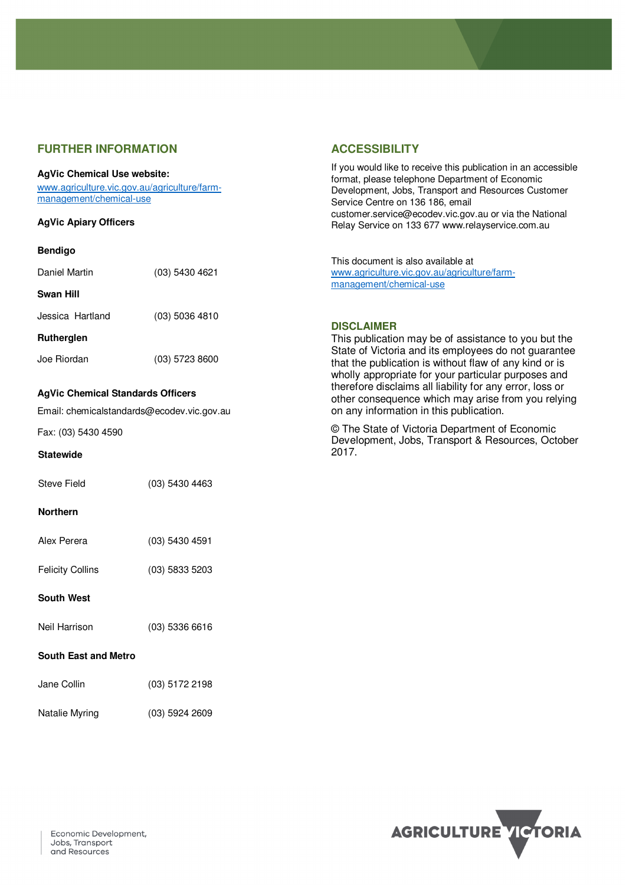## FURTHER INFORMATION

**AgVic Chemical Use website:**
[www.agriculture.vic.gov.au/agriculture/farm-management/chemical-use](www.agriculture.vic.gov.au/agriculture/farm-management/chemical-use)

**AgVic Apiary Officers**

**Bendigo**

| | |
|---|---|
| Daniel Martin | (03) 5430 4621 |

**Swan Hill**

| | |
|---|---|
| Jessica Hartland | (03) 5036 4810 |

**Rutherglen**

| | |
|---|---|
| Joe Riordan | (03) 5723 8600 |

**AgVic Chemical Standards Officers**

Email: chemicalstandards@ecodev.vic.gov.au

Fax: (03) 5430 4590

**Statewide**

| | |
|---|---|
| Steve Field | (03) 5430 4463 |

**Northern**

| | |
|---|---|
| Alex Perera | (03) 5430 4591 |
| Felicity Collins | (03) 5833 5203 |

**South West**

| | |
|---|---|
| Neil Harrison | (03) 5336 6616 |

**South East and Metro**

| | |
|---|---|
| Jane Collin | (03) 5172 2198 |
| Natalie Myring | (03) 5924 2609 |

## ACCESSIBILITY

If you would like to receive this publication in an accessible format, please telephone Department of Economic Development, Jobs, Transport and Resources Customer Service Centre on 136 186, email customer.service@ecodev.vic.gov.au or via the National Relay Service on 133 677 www.relayservice.com.au

This document is also available at [www.agriculture.vic.gov.au/agriculture/farm-management/chemical-use](www.agriculture.vic.gov.au/agriculture/farm-management/chemical-use)

## DISCLAIMER

This publication may be of assistance to you but the State of Victoria and its employees do not guarantee that the publication is without flaw of any kind or is wholly appropriate for your particular purposes and therefore disclaims all liability for any error, loss or other consequence which may arise from you relying on any information in this publication.

© The State of Victoria Department of Economic Development, Jobs, Transport & Resources, October 2017.

Economic Development, Jobs, Transport and Resources

AGRICULTURE VICTORIA